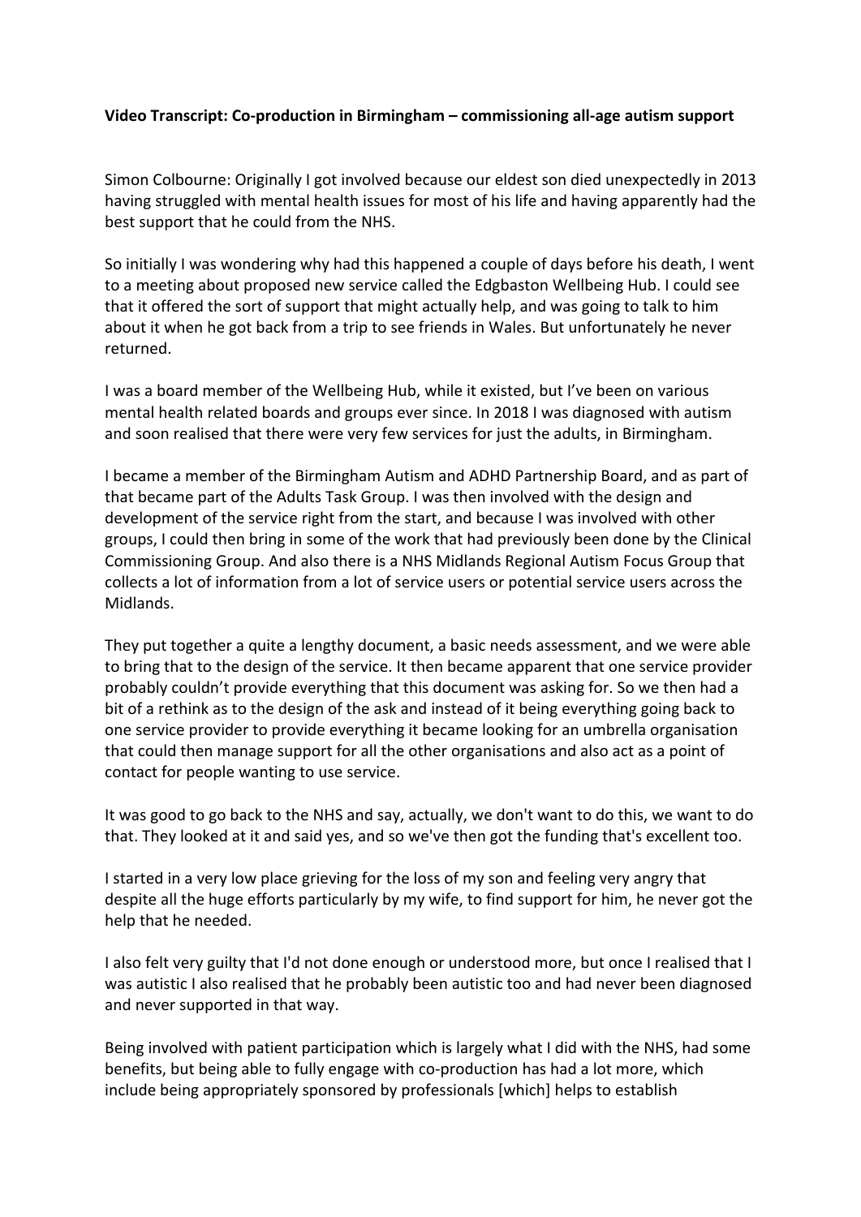**Video Transcript: Co-production in Birmingham – commissioning all-age autism support**

Simon Colbourne: Originally I got involved because our eldest son died unexpectedly in 2013 having struggled with mental health issues for most of his life and having apparently had the best support that he could from the NHS.

So initially I was wondering why had this happened a couple of days before his death, I went to a meeting about proposed new service called the Edgbaston Wellbeing Hub. I could see that it offered the sort of support that might actually help, and was going to talk to him about it when he got back from a trip to see friends in Wales. But unfortunately he never returned.

I was a board member of the Wellbeing Hub, while it existed, but I've been on various mental health related boards and groups ever since. In 2018 I was diagnosed with autism and soon realised that there were very few services for just the adults, in Birmingham.

I became a member of the Birmingham Autism and ADHD Partnership Board, and as part of that became part of the Adults Task Group. I was then involved with the design and development of the service right from the start, and because I was involved with other groups, I could then bring in some of the work that had previously been done by the Clinical Commissioning Group. And also there is a NHS Midlands Regional Autism Focus Group that collects a lot of information from a lot of service users or potential service users across the Midlands.

They put together a quite a lengthy document, a basic needs assessment, and we were able to bring that to the design of the service. It then became apparent that one service provider probably couldn't provide everything that this document was asking for. So we then had a bit of a rethink as to the design of the ask and instead of it being everything going back to one service provider to provide everything it became looking for an umbrella organisation that could then manage support for all the other organisations and also act as a point of contact for people wanting to use service.

It was good to go back to the NHS and say, actually, we don't want to do this, we want to do that. They looked at it and said yes, and so we've then got the funding that's excellent too.

I started in a very low place grieving for the loss of my son and feeling very angry that despite all the huge efforts particularly by my wife, to find support for him, he never got the help that he needed.

I also felt very guilty that I'd not done enough or understood more, but once I realised that I was autistic I also realised that he probably been autistic too and had never been diagnosed and never supported in that way.

Being involved with patient participation which is largely what I did with the NHS, had some benefits, but being able to fully engage with co-production has had a lot more, which include being appropriately sponsored by professionals [which] helps to establish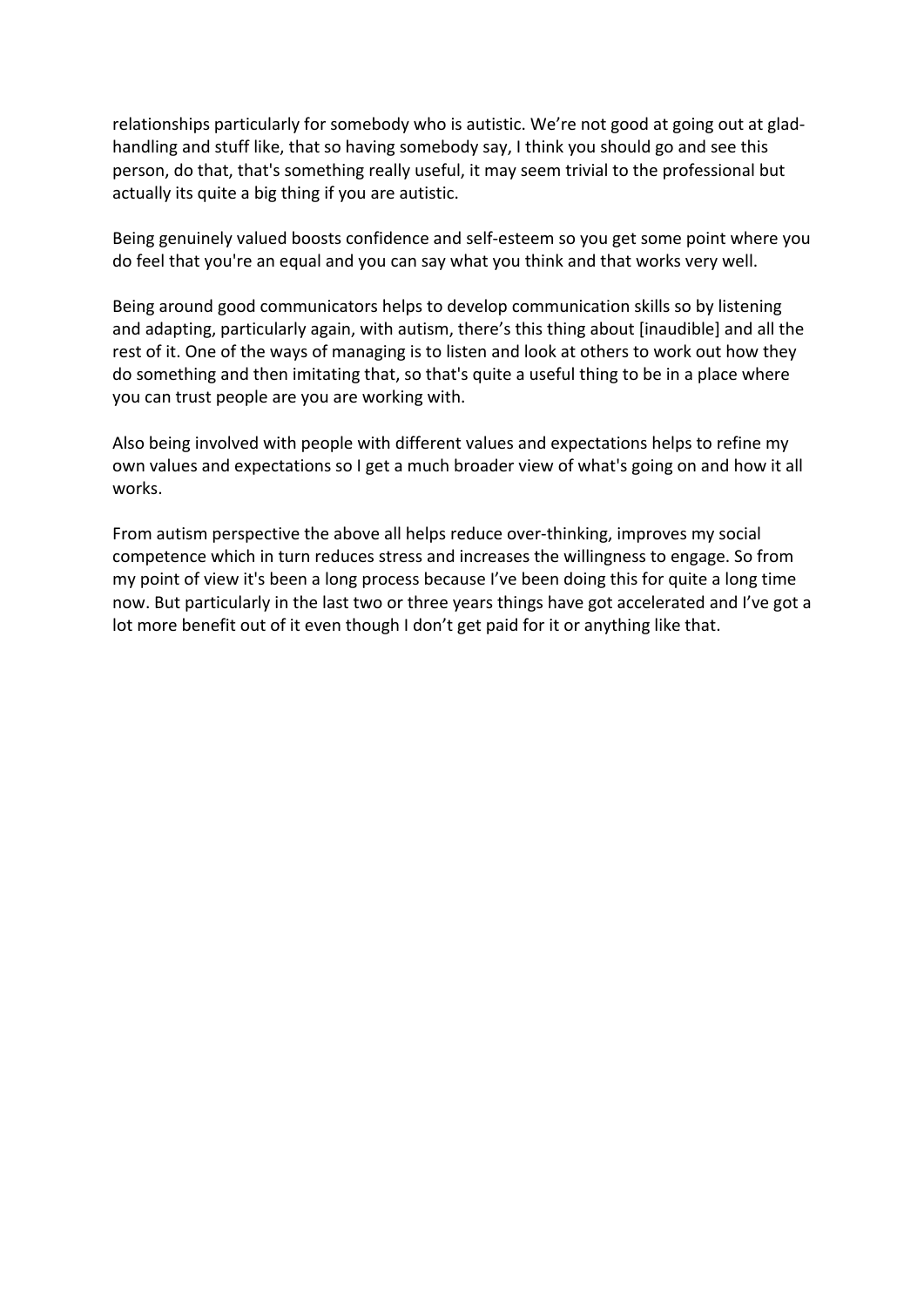relationships particularly for somebody who is autistic. We're not good at going out at glad-handling and stuff like, that so having somebody say, I think you should go and see this person, do that, that's something really useful, it may seem trivial to the professional but actually its quite a big thing if you are autistic.

Being genuinely valued boosts confidence and self-esteem so you get some point where you do feel that you're an equal and you can say what you think and that works very well.

Being around good communicators helps to develop communication skills so by listening and adapting, particularly again, with autism, there's this thing about [inaudible] and all the rest of it. One of the ways of managing is to listen and look at others to work out how they do something and then imitating that, so that's quite a useful thing to be in a place where you can trust people are you are working with.

Also being involved with people with different values and expectations helps to refine my own values and expectations so I get a much broader view of what's going on and how it all works.

From autism perspective the above all helps reduce over-thinking, improves my social competence which in turn reduces stress and increases the willingness to engage. So from my point of view it's been a long process because I've been doing this for quite a long time now. But particularly in the last two or three years things have got accelerated and I've got a lot more benefit out of it even though I don't get paid for it or anything like that.